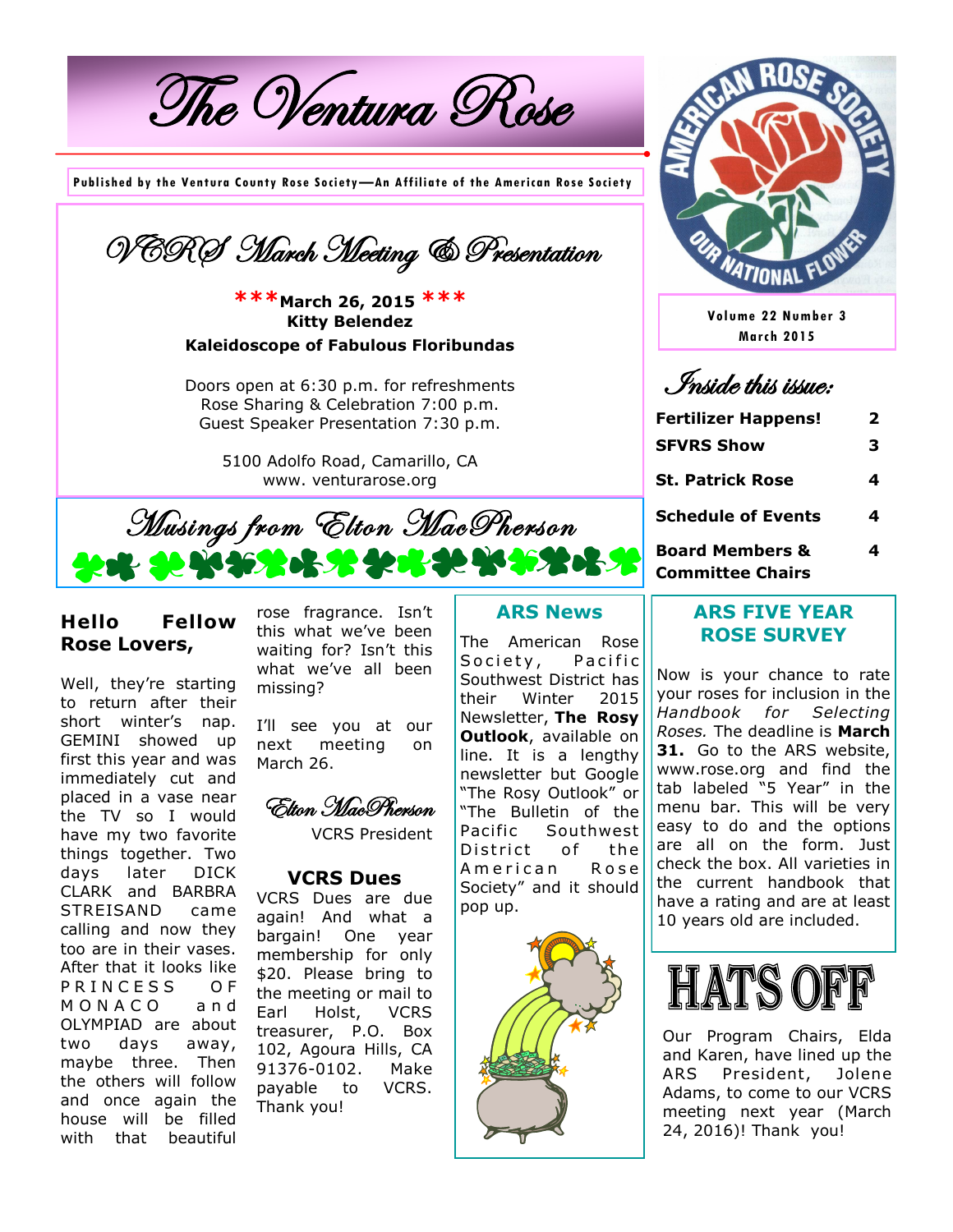# The Ventura Rose

**Published by the Ventura County Rose Society—An Affiliate of the American Rose Society**

Volume 22 Number 3
March 2015

## VCRS March Meeting & Presentation

**\*\*\*March 26, 2015 \*\*\***
**Kitty Belendez**
**Kaleidoscope of Fabulous Floribundas**

Doors open at 6:30 p.m. for refreshments
Rose Sharing & Celebration 7:00 p.m.
Guest Speaker Presentation 7:30 p.m.

5100 Adolfo Road, Camarillo, CA
www. venturarose.org

## Inside this issue:

| | |
|---|---|
| **Fertilizer Happens!** | **2** |
| **SFVRS Show** | **3** |
| **St. Patrick Rose** | **4** |
| **Schedule of Events** | **4** |
| **Board Members & Committee Chairs** | **4** |

## Musings from Elton MacPherson

**Hello Fellow Rose Lovers,**

Well, they're starting to return after their short winter's nap. GEMINI showed up first this year and was immediately cut and placed in a vase near the TV so I would have my two favorite things together. Two days later DICK CLARK and BARBRA STREISAND came calling and now they too are in their vases. After that it looks like PRINCESS OF MONACO and OLYMPIAD are about two days away, maybe three. Then the others will follow and once again the house will be filled with that beautiful rose fragrance. Isn't this what we've been waiting for? Isn't this what we've all been missing?

I'll see you at our next meeting on March 26.

*Elton MacPherson*
VCRS President

### VCRS Dues

VCRS Dues are due again! And what a bargain! One year membership for only $20. Please bring to the meeting or mail to Earl Holst, VCRS treasurer, P.O. Box 102, Agoura Hills, CA 91376-0102. Make payable to VCRS. Thank you!

### ARS News

The American Rose Society, Pacific Southwest District has their Winter 2015 Newsletter, **The Rosy Outlook**, available on line. It is a lengthy newsletter but Google "The Rosy Outlook" or "The Bulletin of the Pacific Southwest District of the American Rose Society" and it should pop up.

### ARS FIVE YEAR ROSE SURVEY

Now is your chance to rate your roses for inclusion in the *Handbook for Selecting Roses.* The deadline is **March 31.** Go to the ARS website, www.rose.org and find the tab labeled "5 Year" in the menu bar. This will be very easy to do and the options are all on the form. Just check the box. All varieties in the current handbook that have a rating and are at least 10 years old are included.

### HATS OFF

Our Program Chairs, Elda and Karen, have lined up the ARS President, Jolene Adams, to come to our VCRS meeting next year (March 24, 2016)! Thank you!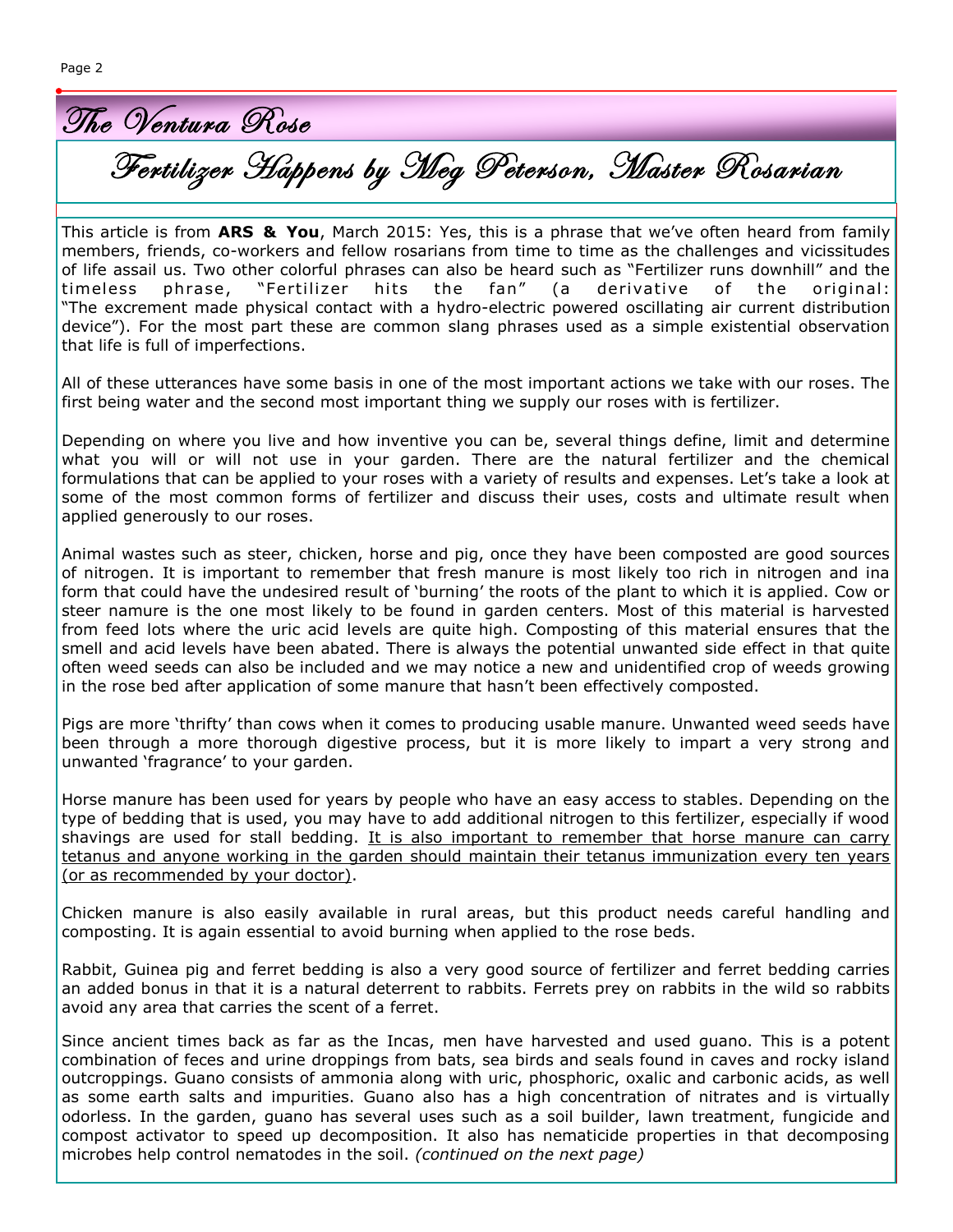# Fertilizer Happens by Meg Peterson, Master Rosarian

This article is from **ARS & You**, March 2015: Yes, this is a phrase that we've often heard from family members, friends, co-workers and fellow rosarians from time to time as the challenges and vicissitudes of life assail us. Two other colorful phrases can also be heard such as "Fertilizer runs downhill" and the timeless phrase, "Fertilizer hits the fan" (a derivative of the original: "The excrement made physical contact with a hydro-electric powered oscillating air current distribution device"). For the most part these are common slang phrases used as a simple existential observation that life is full of imperfections.

All of these utterances have some basis in one of the most important actions we take with our roses. The first being water and the second most important thing we supply our roses with is fertilizer.

Depending on where you live and how inventive you can be, several things define, limit and determine what you will or will not use in your garden. There are the natural fertilizer and the chemical formulations that can be applied to your roses with a variety of results and expenses. Let's take a look at some of the most common forms of fertilizer and discuss their uses, costs and ultimate result when applied generously to our roses.

Animal wastes such as steer, chicken, horse and pig, once they have been composted are good sources of nitrogen. It is important to remember that fresh manure is most likely too rich in nitrogen and ina form that could have the undesired result of 'burning' the roots of the plant to which it is applied. Cow or steer namure is the one most likely to be found in garden centers. Most of this material is harvested from feed lots where the uric acid levels are quite high. Composting of this material ensures that the smell and acid levels have been abated. There is always the potential unwanted side effect in that quite often weed seeds can also be included and we may notice a new and unidentified crop of weeds growing in the rose bed after application of some manure that hasn't been effectively composted.

Pigs are more 'thrifty' than cows when it comes to producing usable manure. Unwanted weed seeds have been through a more thorough digestive process, but it is more likely to impart a very strong and unwanted 'fragrance' to your garden.

Horse manure has been used for years by people who have an easy access to stables. Depending on the type of bedding that is used, you may have to add additional nitrogen to this fertilizer, especially if wood shavings are used for stall bedding. <u>It is also important to remember that horse manure can carry tetanus and anyone working in the garden should maintain their tetanus immunization every ten years (or as recommended by your doctor)</u>.

Chicken manure is also easily available in rural areas, but this product needs careful handling and composting. It is again essential to avoid burning when applied to the rose beds.

Rabbit, Guinea pig and ferret bedding is also a very good source of fertilizer and ferret bedding carries an added bonus in that it is a natural deterrent to rabbits. Ferrets prey on rabbits in the wild so rabbits avoid any area that carries the scent of a ferret.

Since ancient times back as far as the Incas, men have harvested and used guano. This is a potent combination of feces and urine droppings from bats, sea birds and seals found in caves and rocky island outcroppings. Guano consists of ammonia along with uric, phosphoric, oxalic and carbonic acids, as well as some earth salts and impurities. Guano also has a high concentration of nitrates and is virtually odorless. In the garden, guano has several uses such as a soil builder, lawn treatment, fungicide and compost activator to speed up decomposition. It also has nematicide properties in that decomposing microbes help control nematodes in the soil. *(continued on the next page)*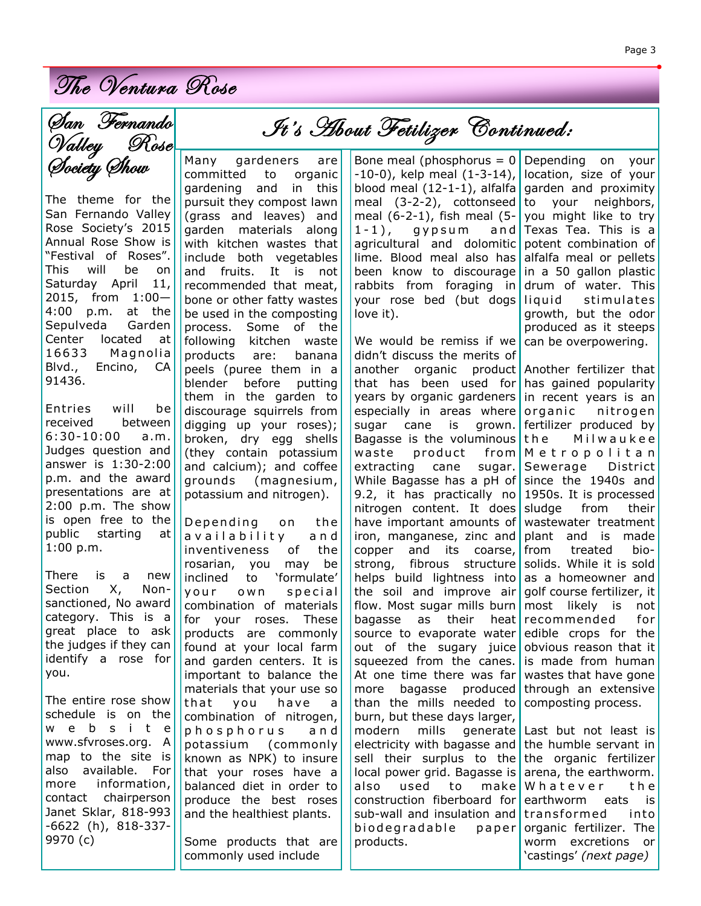## San Fernando Valley Rose Society Show

The theme for the San Fernando Valley Rose Society's 2015 Annual Rose Show is "Festival of Roses". This will be on Saturday April 11, 2015, from 1:00—4:00 p.m. at the Sepulveda Garden Center located at 16633 Magnolia Blvd., Encino, CA 91436.

Entries will be received between 6:30-10:00 a.m. Judges question and answer is 1:30-2:00 p.m. and the award presentations are at 2:00 p.m. The show is open free to the public starting at 1:00 p.m.

There is a new Section X, Non-sanctioned, No award category. This is a great place to ask the judges if they can identify a rose for you.

The entire rose show schedule is on the website www.sfvroses.org. A map to the site is also available. For more information, contact chairperson Janet Sklar, 818-993-6622 (h), 818-337-9970 (c)

## It's About Fetilizer Continued:

Many gardeners are committed to organic gardening and in this pursuit they compost lawn (grass and leaves) and garden materials along with kitchen wastes that include both vegetables and fruits. It is not recommended that meat, bone or other fatty wastes be used in the composting process. Some of the following kitchen waste products are: banana peels (puree them in a blender before putting them in the garden to discourage squirrels from digging up your roses); broken, dry egg shells (they contain potassium and calcium); and coffee grounds (magnesium, potassium and nitrogen).

Depending on the availability and inventiveness of the rosarian, you may be inclined to 'formulate' your own special combination of materials for your roses. These products are commonly found at your local farm and garden centers. It is important to balance the materials that your use so that you have a combination of nitrogen, phosphorus and potassium (commonly known as NPK) to insure that your roses have a balanced diet in order to produce the best roses and the healthiest plants.

Some products that are commonly used include Bone meal (phosphorus = 0-10-0), kelp meal (1-3-14), blood meal (12-1-1), alfalfa meal (3-2-2), cottonseed meal (6-2-1), fish meal (5-1-1), gypsum and agricultural and dolomitic lime. Blood meal also has been know to discourage rabbits from foraging in your rose bed (but dogs love it).

We would be remiss if we didn't discuss the merits of another organic product that has been used for years by organic gardeners especially in areas where sugar cane is grown. Bagasse is the voluminous waste product from extracting cane sugar. While Bagasse has a pH of 9.2, it has practically no nitrogen content. It does have important amounts of iron, manganese, zinc and copper and its coarse, strong, fibrous structure helps build lightness into the soil and improve air flow. Most sugar mills burn bagasse as their heat source to evaporate water out of the sugary juice squeezed from the canes. At one time there was far more bagasse produced than the mills needed to burn, but these days larger, modern mills generate electricity with bagasse and sell their surplus to the local power grid. Bagasse is also used to make construction fiberboard for sub-wall and insulation and biodegradable paper products.

Depending on your location, size of your garden and proximity to your neighbors, you might like to try Texas Tea. This is a potent combination of alfalfa meal or pellets in a 50 gallon plastic drum of water. This liquid stimulates growth, but the odor produced as it steeps can be overpowering.

Another fertilizer that has gained popularity in recent years is an organic nitrogen fertilizer produced by the Milwaukee Metropolitan Sewerage District since the 1940s and 1950s. It is processed sludge from their wastewater treatment plant and is made from treated bio-solids. While it is sold as a homeowner and golf course fertilizer, it most likely is not recommended for edible crops for the obvious reason that it is made from human wastes that have gone through an extensive composting process.

Last but not least is the humble servant in the organic fertilizer arena, the earthworm. Whatever the earthworm eats is transformed into organic fertilizer. The worm excretions or 'castings' *(next page)*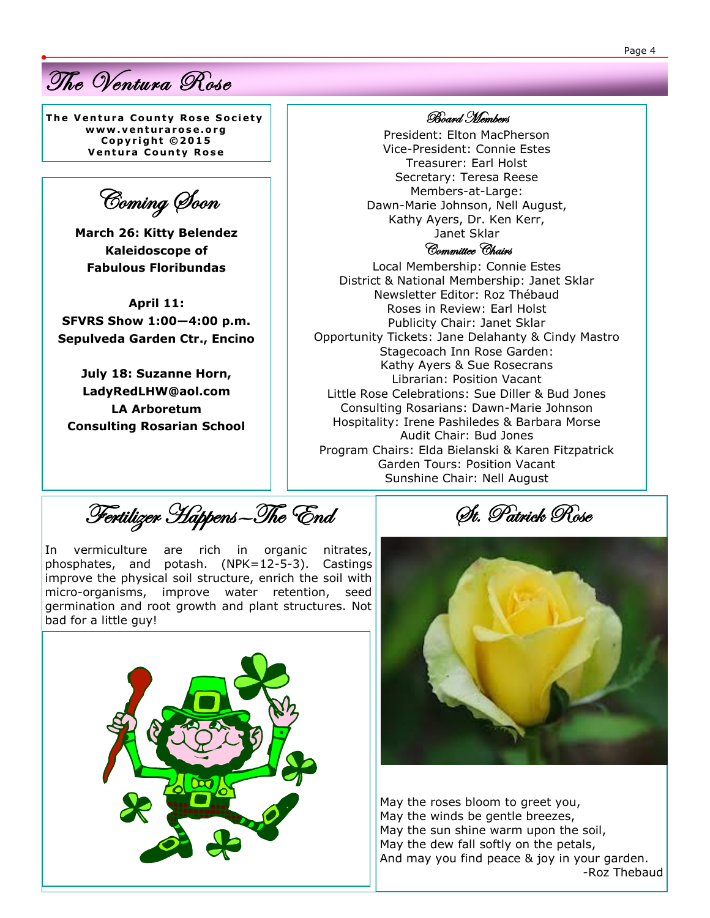# The Ventura Rose

**The Ventura County Rose Society**
**www.venturarose.org**
**Copyright ©2015**
**Ventura County Rose**

## Coming Soon

**March 26: Kitty Belendez**
**Kaleidoscope of**
**Fabulous Floribundas**

**April 11:**
**SFVRS Show 1:00—4:00 p.m.**
**Sepulveda Garden Ctr., Encino**

**July 18: Suzanne Horn,**
**LadyRedLHW@aol.com**
**LA Arboretum**
**Consulting Rosarian School**

## Board Members

President: Elton MacPherson
Vice-President: Connie Estes
Treasurer: Earl Holst
Secretary: Teresa Reese
Members-at-Large:
Dawn-Marie Johnson, Nell August,
Kathy Ayers, Dr. Ken Kerr,
Janet Sklar

## Committee Chairs

Local Membership: Connie Estes
District & National Membership: Janet Sklar
Newsletter Editor: Roz Thébaud
Roses in Review: Earl Holst
Publicity Chair: Janet Sklar
Opportunity Tickets: Jane Delahanty & Cindy Mastro
Stagecoach Inn Rose Garden:
Kathy Ayers & Sue Rosecrans
Librarian: Position Vacant
Little Rose Celebrations: Sue Diller & Bud Jones
Consulting Rosarians: Dawn-Marie Johnson
Hospitality: Irene Pashiledes & Barbara Morse
Audit Chair: Bud Jones
Program Chairs: Elda Bielanski & Karen Fitzpatrick
Garden Tours: Position Vacant
Sunshine Chair: Nell August

## Fertilizer Happens~The End

In vermiculture are rich in organic nitrates, phosphates, and potash. (NPK=12-5-3). Castings improve the physical soil structure, enrich the soil with micro-organisms, improve water retention, seed germination and root growth and plant structures. Not bad for a little guy!

## St. Patrick Rose

May the roses bloom to greet you,
May the winds be gentle breezes,
May the sun shine warm upon the soil,
May the dew fall softly on the petals,
And may you find peace & joy in your garden.

-Roz Thebaud